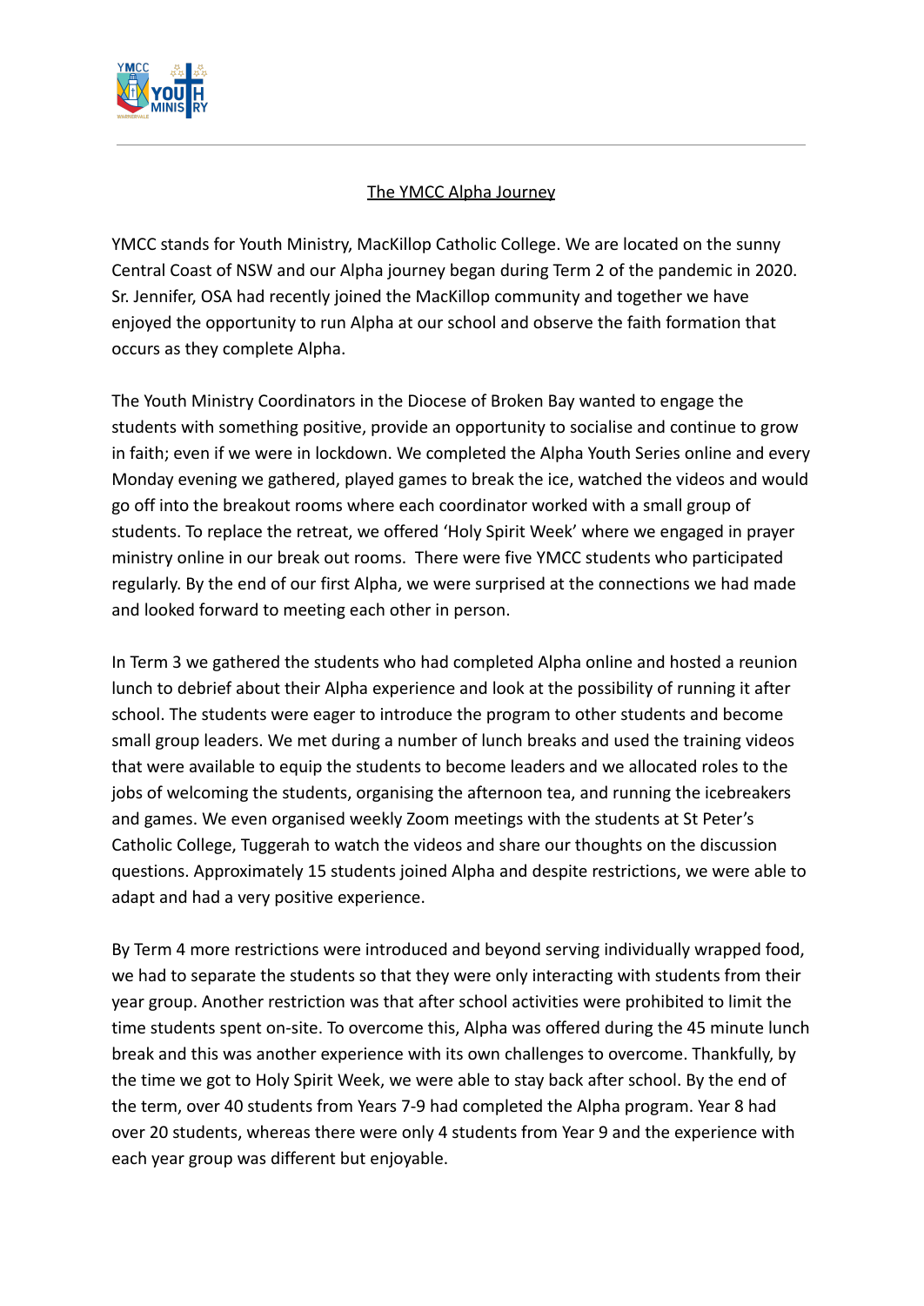# The YMCC Alpha Journey

YMCC stands for Youth Ministry, MacKillop Catholic College. We are located on the sunny Central Coast of NSW and our Alpha journey began during Term 2 of the pandemic in 2020. Sr. Jennifer, OSA had recently joined the MacKillop community and together we have enjoyed the opportunity to run Alpha at our school and observe the faith formation that occurs as they complete Alpha.

The Youth Ministry Coordinators in the Diocese of Broken Bay wanted to engage the students with something positive, provide an opportunity to socialise and continue to grow in faith; even if we were in lockdown. We completed the Alpha Youth Series online and every Monday evening we gathered, played games to break the ice, watched the videos and would go off into the breakout rooms where each coordinator worked with a small group of students. To replace the retreat, we offered 'Holy Spirit Week' where we engaged in prayer ministry online in our break out rooms. There were five YMCC students who participated regularly. By the end of our first Alpha, we were surprised at the connections we had made and looked forward to meeting each other in person.

In Term 3 we gathered the students who had completed Alpha online and hosted a reunion lunch to debrief about their Alpha experience and look at the possibility of running it after school. The students were eager to introduce the program to other students and become small group leaders. We met during a number of lunch breaks and used the training videos that were available to equip the students to become leaders and we allocated roles to the jobs of welcoming the students, organising the afternoon tea, and running the icebreakers and games. We even organised weekly Zoom meetings with the students at St Peter's Catholic College, Tuggerah to watch the videos and share our thoughts on the discussion questions. Approximately 15 students joined Alpha and despite restrictions, we were able to adapt and had a very positive experience.

By Term 4 more restrictions were introduced and beyond serving individually wrapped food, we had to separate the students so that they were only interacting with students from their year group. Another restriction was that after school activities were prohibited to limit the time students spent on-site. To overcome this, Alpha was offered during the 45 minute lunch break and this was another experience with its own challenges to overcome. Thankfully, by the time we got to Holy Spirit Week, we were able to stay back after school. By the end of the term, over 40 students from Years 7-9 had completed the Alpha program. Year 8 had over 20 students, whereas there were only 4 students from Year 9 and the experience with each year group was different but enjoyable.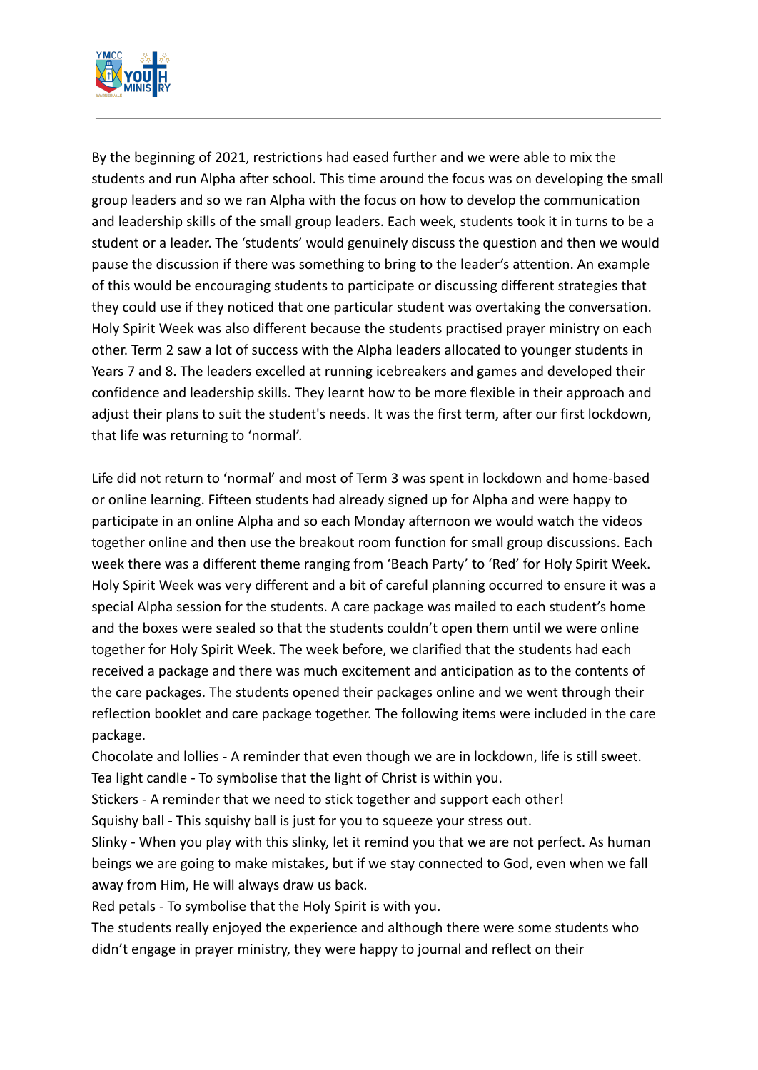By the beginning of 2021, restrictions had eased further and we were able to mix the students and run Alpha after school. This time around the focus was on developing the small group leaders and so we ran Alpha with the focus on how to develop the communication and leadership skills of the small group leaders. Each week, students took it in turns to be a student or a leader. The 'students' would genuinely discuss the question and then we would pause the discussion if there was something to bring to the leader's attention. An example of this would be encouraging students to participate or discussing different strategies that they could use if they noticed that one particular student was overtaking the conversation. Holy Spirit Week was also different because the students practised prayer ministry on each other. Term 2 saw a lot of success with the Alpha leaders allocated to younger students in Years 7 and 8. The leaders excelled at running icebreakers and games and developed their confidence and leadership skills. They learnt how to be more flexible in their approach and adjust their plans to suit the student's needs. It was the first term, after our first lockdown, that life was returning to 'normal'.

Life did not return to 'normal' and most of Term 3 was spent in lockdown and home-based or online learning. Fifteen students had already signed up for Alpha and were happy to participate in an online Alpha and so each Monday afternoon we would watch the videos together online and then use the breakout room function for small group discussions. Each week there was a different theme ranging from 'Beach Party' to 'Red' for Holy Spirit Week. Holy Spirit Week was very different and a bit of careful planning occurred to ensure it was a special Alpha session for the students. A care package was mailed to each student's home and the boxes were sealed so that the students couldn't open them until we were online together for Holy Spirit Week. The week before, we clarified that the students had each received a package and there was much excitement and anticipation as to the contents of the care packages. The students opened their packages online and we went through their reflection booklet and care package together. The following items were included in the care package.

Chocolate and lollies - A reminder that even though we are in lockdown, life is still sweet.
Tea light candle - To symbolise that the light of Christ is within you.
Stickers - A reminder that we need to stick together and support each other!
Squishy ball - This squishy ball is just for you to squeeze your stress out.
Slinky - When you play with this slinky, let it remind you that we are not perfect. As human beings we are going to make mistakes, but if we stay connected to God, even when we fall away from Him, He will always draw us back.
Red petals - To symbolise that the Holy Spirit is with you.

The students really enjoyed the experience and although there were some students who didn't engage in prayer ministry, they were happy to journal and reflect on their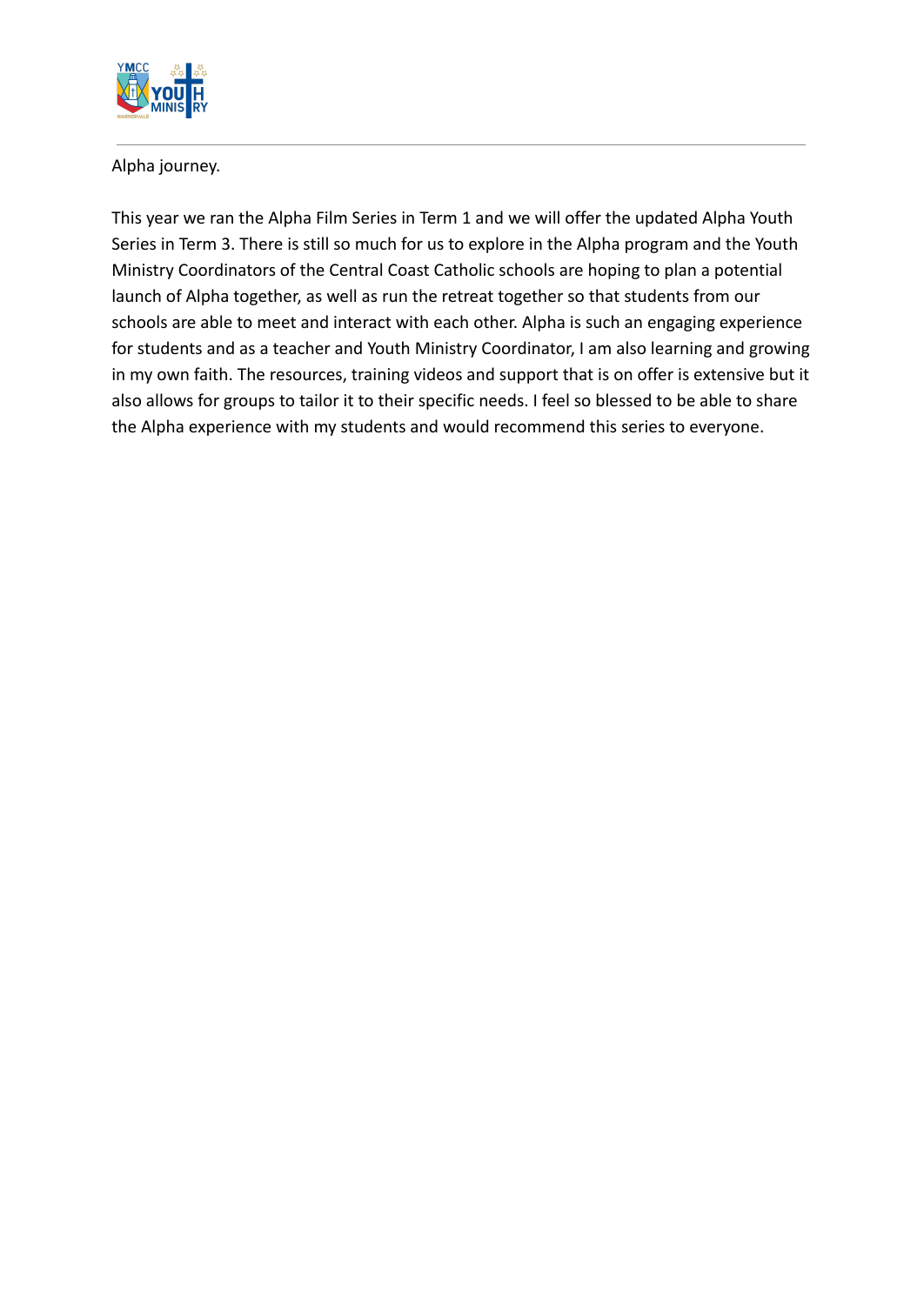Alpha journey.

This year we ran the Alpha Film Series in Term 1 and we will offer the updated Alpha Youth Series in Term 3. There is still so much for us to explore in the Alpha program and the Youth Ministry Coordinators of the Central Coast Catholic schools are hoping to plan a potential launch of Alpha together, as well as run the retreat together so that students from our schools are able to meet and interact with each other. Alpha is such an engaging experience for students and as a teacher and Youth Ministry Coordinator, I am also learning and growing in my own faith. The resources, training videos and support that is on offer is extensive but it also allows for groups to tailor it to their specific needs. I feel so blessed to be able to share the Alpha experience with my students and would recommend this series to everyone.